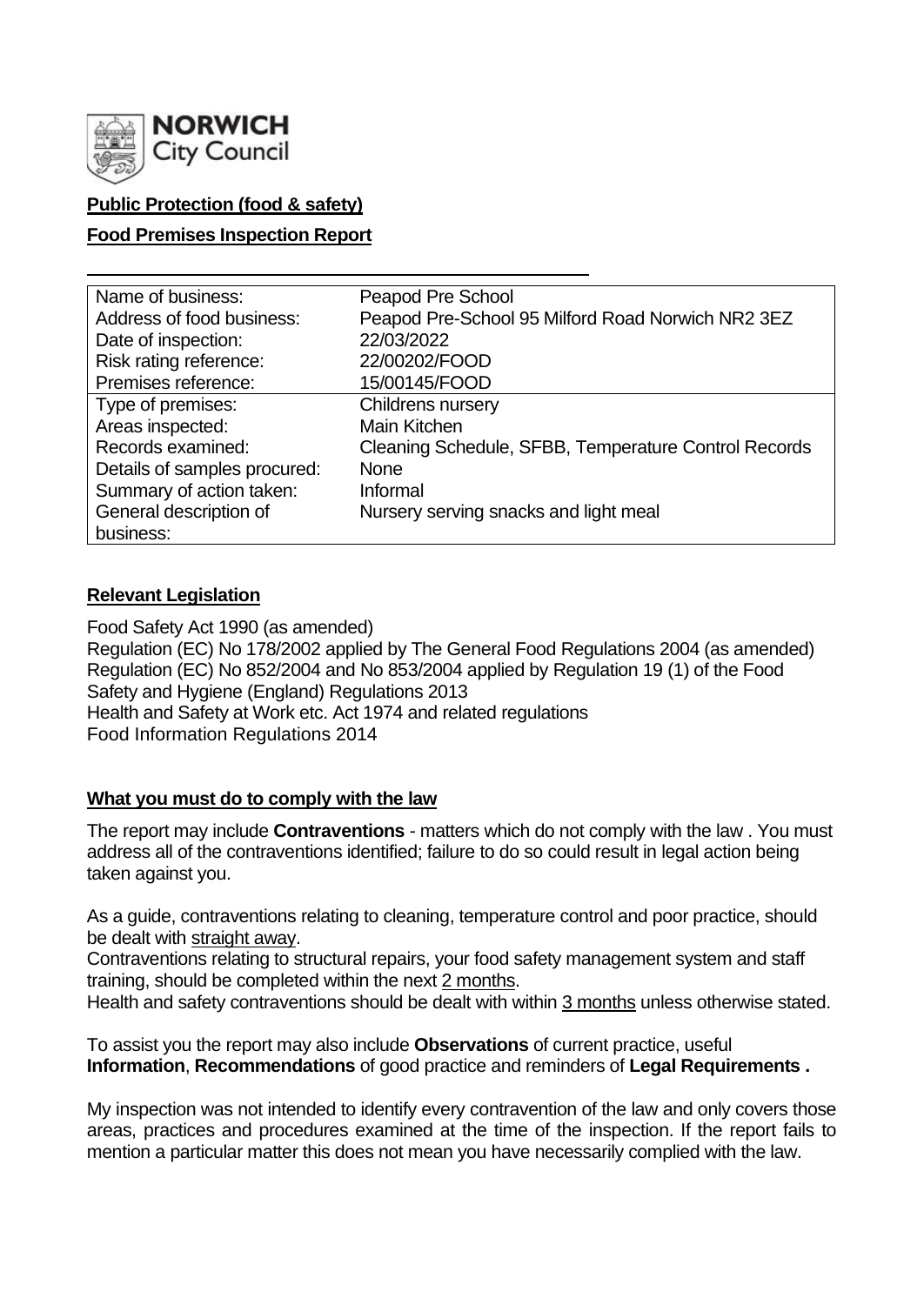**NORWICH City Council**

**Public Protection (food & safety)**

**Food Premises Inspection Report**

| Name of business: | Peapod Pre School |
|---|---|
| Address of food business: | Peapod Pre-School 95 Milford Road Norwich NR2 3EZ |
| Date of inspection: | 22/03/2022 |
| Risk rating reference: | 22/00202/FOOD |
| Premises reference: | 15/00145/FOOD |
| Type of premises: | Childrens nursery |
| Areas inspected: | Main Kitchen |
| Records examined: | Cleaning Schedule, SFBB, Temperature Control Records |
| Details of samples procured: | None |
| Summary of action taken: | Informal |
| General description of business: | Nursery serving snacks and light meal |

## Relevant Legislation

Food Safety Act 1990 (as amended)
Regulation (EC) No 178/2002 applied by The General Food Regulations 2004 (as amended)
Regulation (EC) No 852/2004 and No 853/2004 applied by Regulation 19 (1) of the Food Safety and Hygiene (England) Regulations 2013
Health and Safety at Work etc. Act 1974 and related regulations
Food Information Regulations 2014

## What you must do to comply with the law

The report may include **Contraventions** - matters which do not comply with the law . You must address all of the contraventions identified; failure to do so could result in legal action being taken against you.

As a guide, contraventions relating to cleaning, temperature control and poor practice, should be dealt with straight away.
Contraventions relating to structural repairs, your food safety management system and staff training, should be completed within the next 2 months.
Health and safety contraventions should be dealt with within 3 months unless otherwise stated.

To assist you the report may also include **Observations** of current practice, useful **Information**, **Recommendations** of good practice and reminders of **Legal Requirements .**

My inspection was not intended to identify every contravention of the law and only covers those areas, practices and procedures examined at the time of the inspection. If the report fails to mention a particular matter this does not mean you have necessarily complied with the law.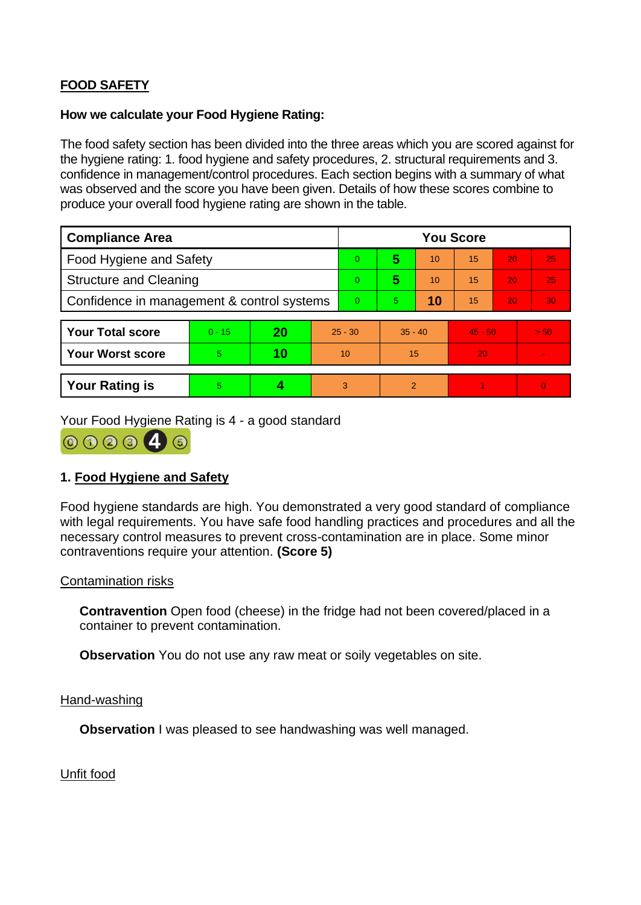**FOOD SAFETY**

**How we calculate your Food Hygiene Rating:**

The food safety section has been divided into the three areas which you are scored against for the hygiene rating: 1. food hygiene and safety procedures, 2. structural requirements and 3. confidence in management/control procedures. Each section begins with a summary of what was observed and the score you have been given. Details of how these scores combine to produce your overall food hygiene rating are shown in the table.

| Compliance Area | You Score | | | | | |
|---|---|---|---|---|---|---|
| Food Hygiene and Safety | 0 | **5** | 10 | 15 | 20 | 25 |
| Structure and Cleaning | 0 | **5** | 10 | 15 | 20 | 25 |
| Confidence in management & control systems | 0 | 5 | **10** | 15 | 20 | 30 |

| | | | | | | |
|---|---|---|---|---|---|---|
| **Your Total score** | 0 - 15 | **20** | 25 - 30 | 35 - 40 | 45 - 50 | > 50 |
| **Your Worst score** | 5 | **10** | 10 | 15 | 20 | - |

| | | | | | | |
|---|---|---|---|---|---|---|
| **Your Rating is** | 5 | **4** | 3 | 2 | 1 | 0 |

Your Food Hygiene Rating is 4 - a good standard

## 1. Food Hygiene and Safety

Food hygiene standards are high. You demonstrated a very good standard of compliance with legal requirements. You have safe food handling practices and procedures and all the necessary control measures to prevent cross-contamination are in place. Some minor contraventions require your attention. **(Score 5)**

Contamination risks

**Contravention** Open food (cheese) in the fridge had not been covered/placed in a container to prevent contamination.

**Observation** You do not use any raw meat or soily vegetables on site.

Hand-washing

**Observation** I was pleased to see handwashing was well managed.

Unfit food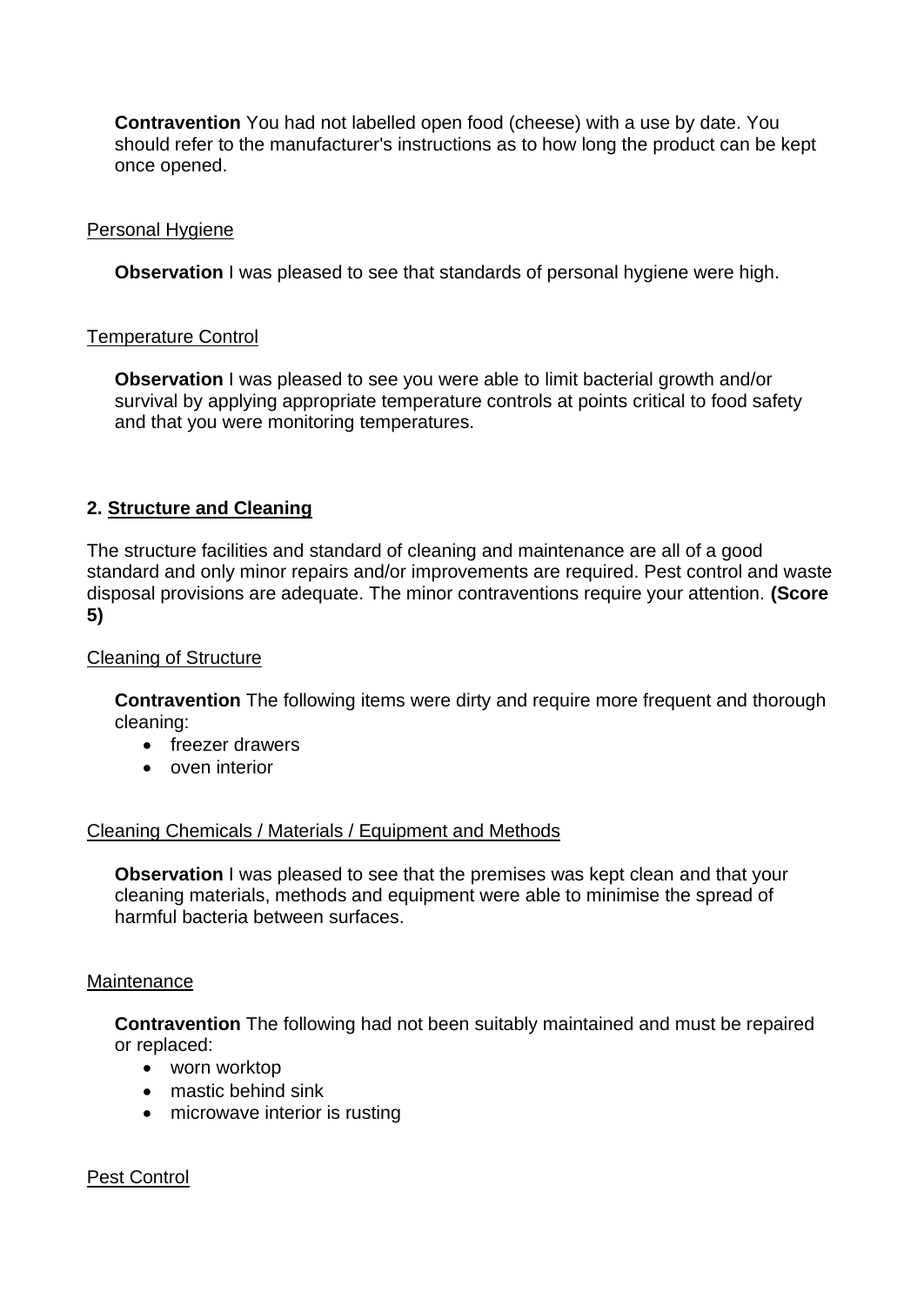**Contravention** You had not labelled open food (cheese) with a use by date. You should refer to the manufacturer's instructions as to how long the product can be kept once opened.

Personal Hygiene

**Observation** I was pleased to see that standards of personal hygiene were high.

Temperature Control

**Observation** I was pleased to see you were able to limit bacterial growth and/or survival by applying appropriate temperature controls at points critical to food safety and that you were monitoring temperatures.

## 2. Structure and Cleaning

The structure facilities and standard of cleaning and maintenance are all of a good standard and only minor repairs and/or improvements are required. Pest control and waste disposal provisions are adequate. The minor contraventions require your attention. **(Score 5)**

Cleaning of Structure

**Contravention** The following items were dirty and require more frequent and thorough cleaning:

- freezer drawers
- oven interior

Cleaning Chemicals / Materials / Equipment and Methods

**Observation** I was pleased to see that the premises was kept clean and that your cleaning materials, methods and equipment were able to minimise the spread of harmful bacteria between surfaces.

Maintenance

**Contravention** The following had not been suitably maintained and must be repaired or replaced:

- worn worktop
- mastic behind sink
- microwave interior is rusting

Pest Control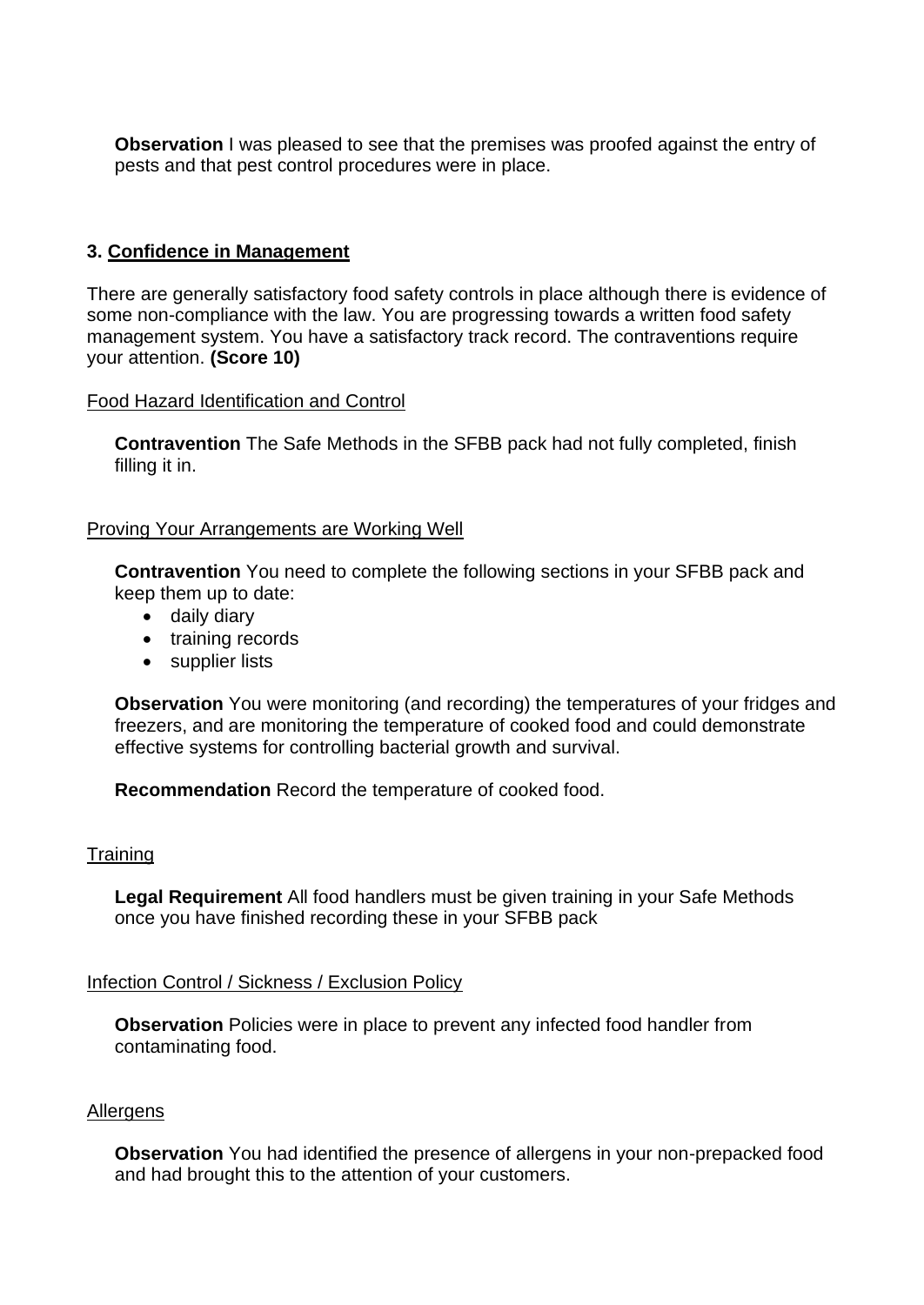**Observation** I was pleased to see that the premises was proofed against the entry of pests and that pest control procedures were in place.

### 3. Confidence in Management

There are generally satisfactory food safety controls in place although there is evidence of some non-compliance with the law. You are progressing towards a written food safety management system. You have a satisfactory track record. The contraventions require your attention. **(Score 10)**

Food Hazard Identification and Control

**Contravention** The Safe Methods in the SFBB pack had not fully completed, finish filling it in.

Proving Your Arrangements are Working Well

**Contravention** You need to complete the following sections in your SFBB pack and keep them up to date:

- daily diary
- training records
- supplier lists

**Observation** You were monitoring (and recording) the temperatures of your fridges and freezers, and are monitoring the temperature of cooked food and could demonstrate effective systems for controlling bacterial growth and survival.

**Recommendation** Record the temperature of cooked food.

Training

**Legal Requirement** All food handlers must be given training in your Safe Methods once you have finished recording these in your SFBB pack

Infection Control / Sickness / Exclusion Policy

**Observation** Policies were in place to prevent any infected food handler from contaminating food.

Allergens

**Observation** You had identified the presence of allergens in your non-prepacked food and had brought this to the attention of your customers.